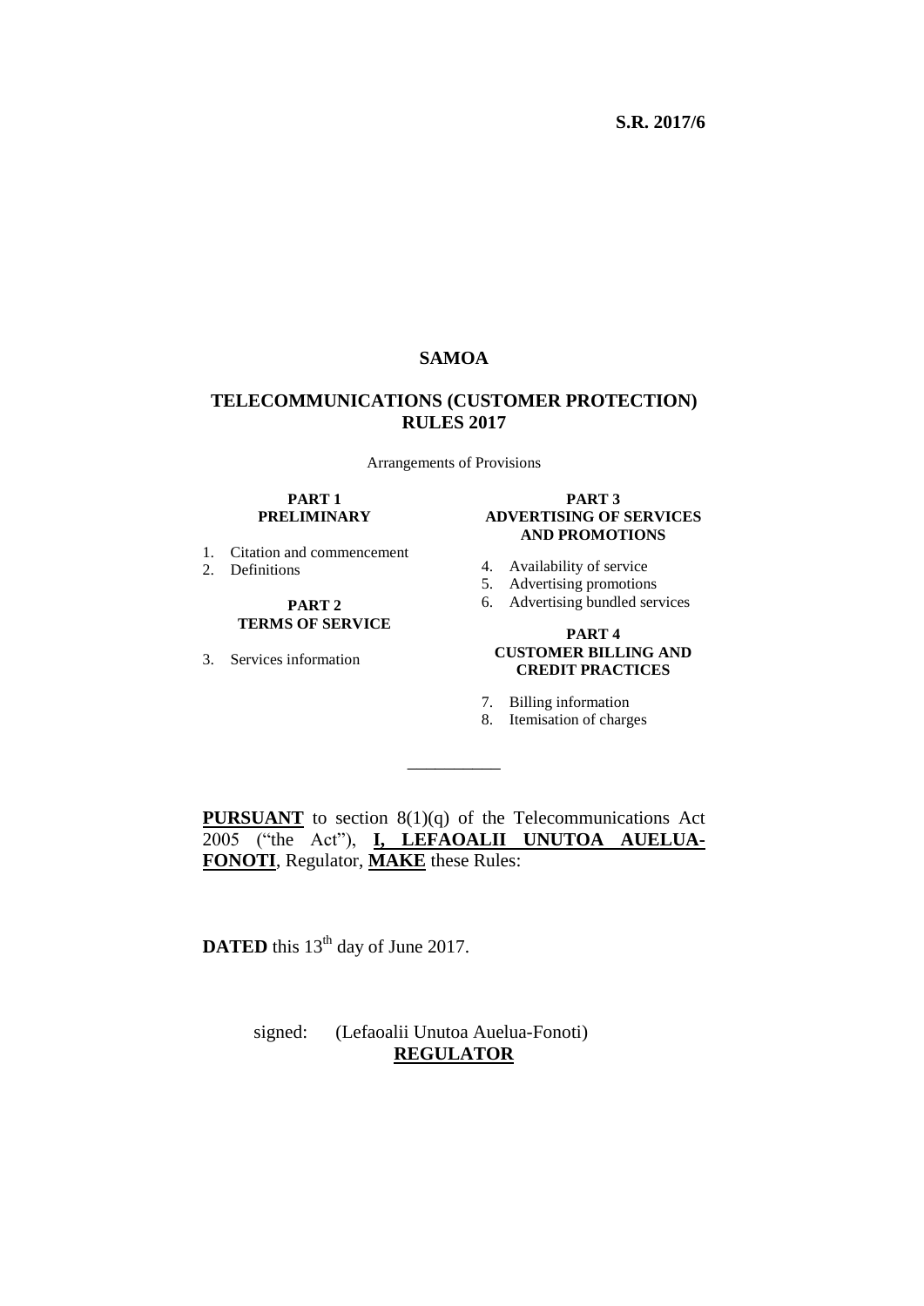**S.R. 2017/6**

# SAMOA

## TELECOMMUNICATIONS (CUSTOMER PROTECTION) RULES 2017

Arrangements of Provisions

**PART 1**
**PRELIMINARY**

1. Citation and commencement
2. Definitions

**PART 2**
**TERMS OF SERVICE**

3. Services information

**PART 3**
**ADVERTISING OF SERVICES AND PROMOTIONS**

4. Availability of service
5. Advertising promotions
6. Advertising bundled services

**PART 4**
**CUSTOMER BILLING AND CREDIT PRACTICES**

7. Billing information
8. Itemisation of charges

\_\_\_\_\_\_\_\_\_\_

**PURSUANT** to section 8(1)(q) of the Telecommunications Act 2005 ("the Act"), **I, LEFAOALII UNUTOA AUELUA-FONOTI**, Regulator, **MAKE** these Rules:

**DATED** this 13th day of June 2017.

signed: (Lefaoalii Unutoa Auelua-Fonoti)
**REGULATOR**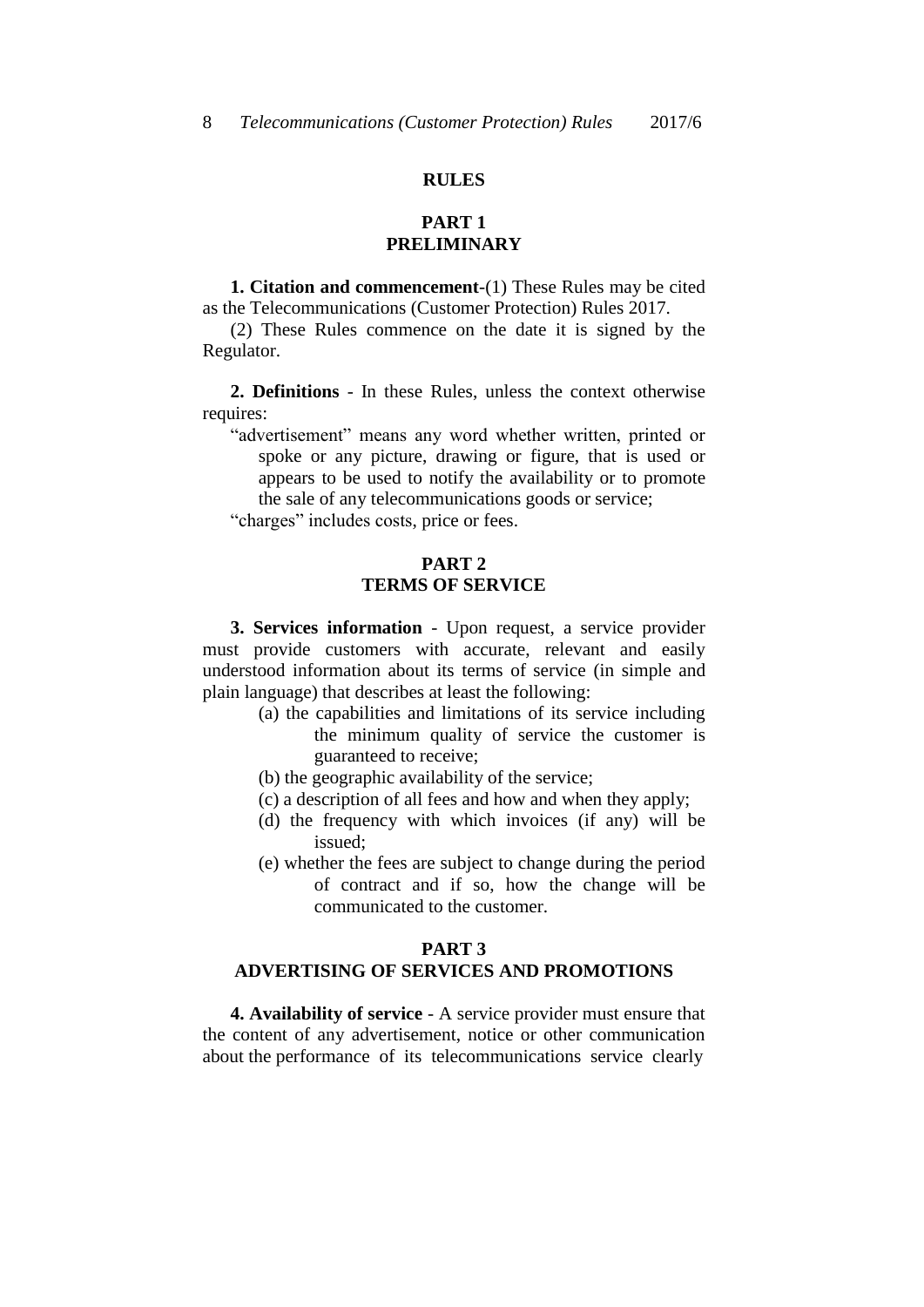# RULES

## PART 1
## PRELIMINARY

**1. Citation and commencement**-(1) These Rules may be cited as the Telecommunications (Customer Protection) Rules 2017.

(2) These Rules commence on the date it is signed by the Regulator.

**2. Definitions** - In these Rules, unless the context otherwise requires:

"advertisement" means any word whether written, printed or spoke or any picture, drawing or figure, that is used or appears to be used to notify the availability or to promote the sale of any telecommunications goods or service;

"charges" includes costs, price or fees.

## PART 2
## TERMS OF SERVICE

**3. Services information** - Upon request, a service provider must provide customers with accurate, relevant and easily understood information about its terms of service (in simple and plain language) that describes at least the following:

(a) the capabilities and limitations of its service including the minimum quality of service the customer is guaranteed to receive;

(b) the geographic availability of the service;

(c) a description of all fees and how and when they apply;

(d) the frequency with which invoices (if any) will be issued;

(e) whether the fees are subject to change during the period of contract and if so, how the change will be communicated to the customer.

## PART 3
## ADVERTISING OF SERVICES AND PROMOTIONS

**4. Availability of service** - A service provider must ensure that the content of any advertisement, notice or other communication about the performance of its telecommunications service clearly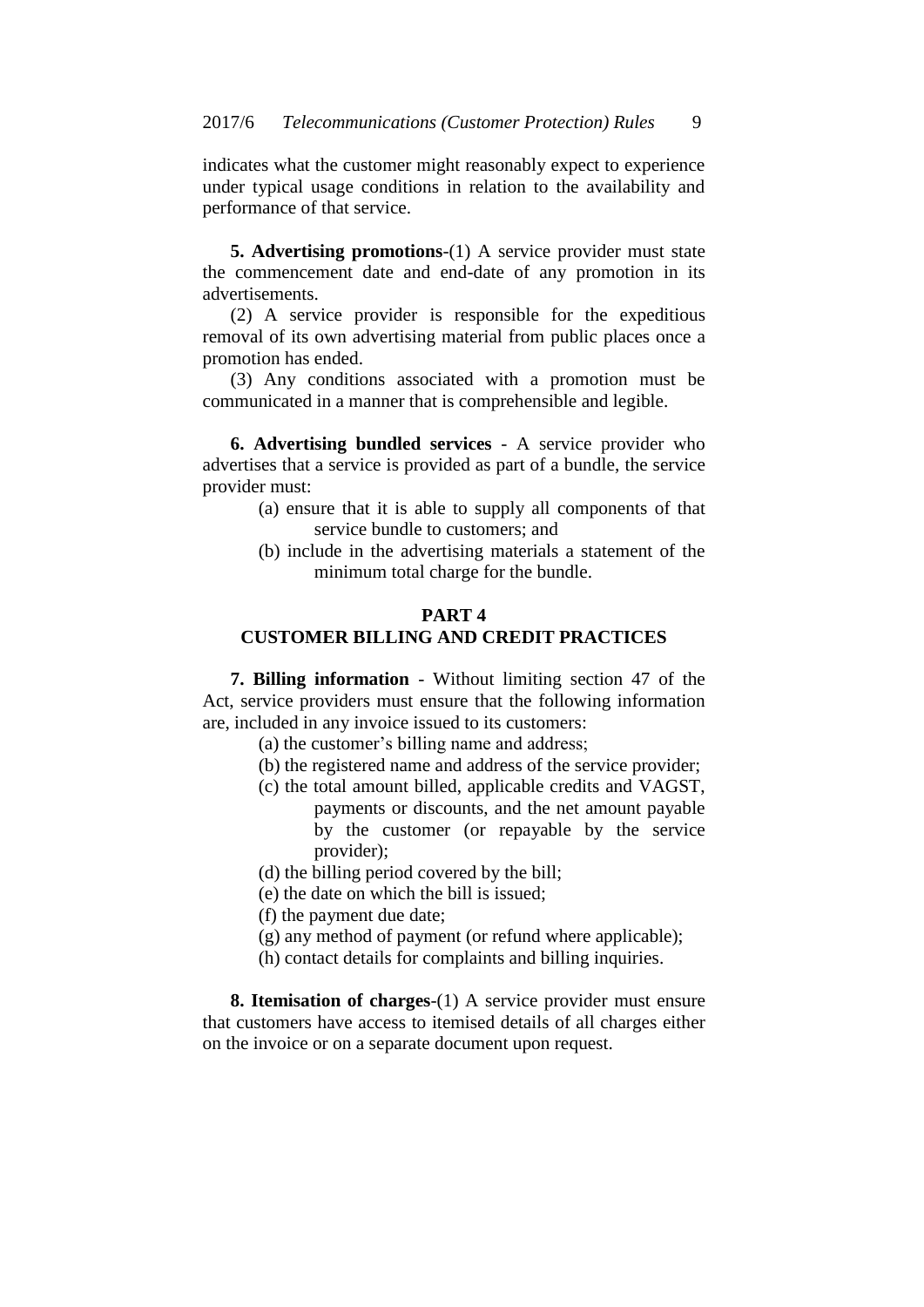indicates what the customer might reasonably expect to experience under typical usage conditions in relation to the availability and performance of that service.

**5. Advertising promotions**-(1) A service provider must state the commencement date and end-date of any promotion in its advertisements.

(2) A service provider is responsible for the expeditious removal of its own advertising material from public places once a promotion has ended.

(3) Any conditions associated with a promotion must be communicated in a manner that is comprehensible and legible.

**6. Advertising bundled services** - A service provider who advertises that a service is provided as part of a bundle, the service provider must:

(a) ensure that it is able to supply all components of that service bundle to customers; and

(b) include in the advertising materials a statement of the minimum total charge for the bundle.

## PART 4
## CUSTOMER BILLING AND CREDIT PRACTICES

**7. Billing information** - Without limiting section 47 of the Act, service providers must ensure that the following information are, included in any invoice issued to its customers:

(a) the customer's billing name and address;

(b) the registered name and address of the service provider;

(c) the total amount billed, applicable credits and VAGST, payments or discounts, and the net amount payable by the customer (or repayable by the service provider);

(d) the billing period covered by the bill;

(e) the date on which the bill is issued;

(f) the payment due date;

(g) any method of payment (or refund where applicable);

(h) contact details for complaints and billing inquiries.

**8. Itemisation of charges**-(1) A service provider must ensure that customers have access to itemised details of all charges either on the invoice or on a separate document upon request.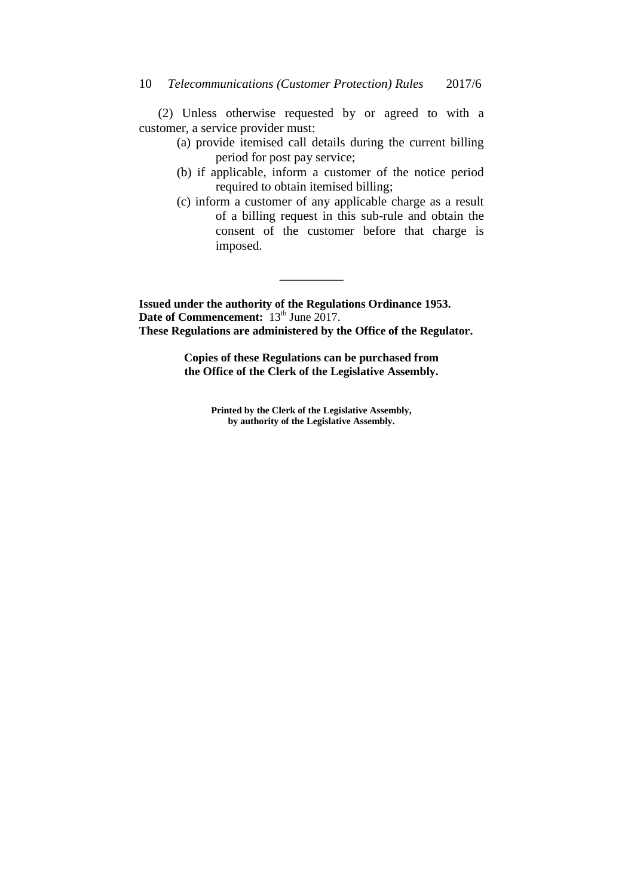(2) Unless otherwise requested by or agreed to with a customer, a service provider must:

(a) provide itemised call details during the current billing period for post pay service;

(b) if applicable, inform a customer of the notice period required to obtain itemised billing;

(c) inform a customer of any applicable charge as a result of a billing request in this sub-rule and obtain the consent of the customer before that charge is imposed.

__________

**Issued under the authority of the Regulations Ordinance 1953.**
**Date of Commencement:** 13th June 2017.
**These Regulations are administered by the Office of the Regulator.**

**Copies of these Regulations can be purchased from the Office of the Clerk of the Legislative Assembly.**

**Printed by the Clerk of the Legislative Assembly, by authority of the Legislative Assembly.**